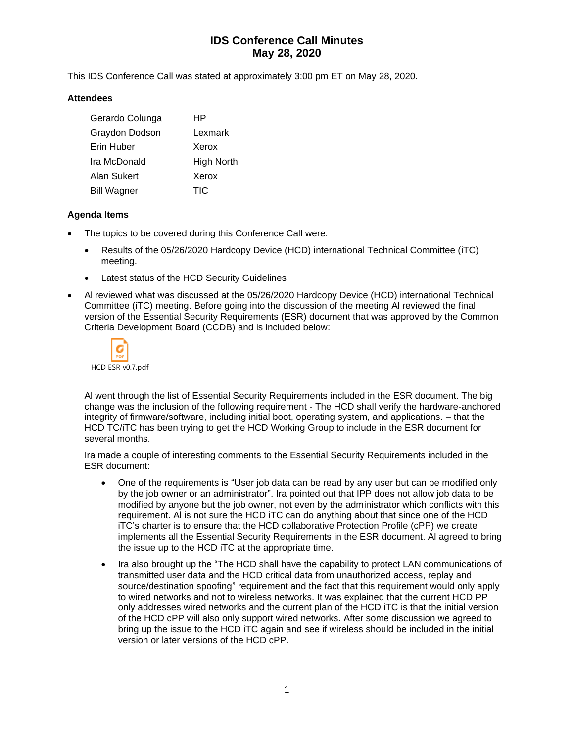# IDS Conference Call Minutes
# May 28, 2020

This IDS Conference Call was stated at approximately 3:00 pm ET on May 28, 2020.

### Attendees

| | |
|---|---|
| Gerardo Colunga | HP |
| Graydon Dodson | Lexmark |
| Erin Huber | Xerox |
| Ira McDonald | High North |
| Alan Sukert | Xerox |
| Bill Wagner | TIC |

### Agenda Items

- The topics to be covered during this Conference Call were:
  - Results of the 05/26/2020 Hardcopy Device (HCD) international Technical Committee (iTC) meeting.
  - Latest status of the HCD Security Guidelines
- Al reviewed what was discussed at the 05/26/2020 Hardcopy Device (HCD) international Technical Committee (iTC) meeting. Before going into the discussion of the meeting Al reviewed the final version of the Essential Security Requirements (ESR) document that was approved by the Common Criteria Development Board (CCDB) and is included below:

  HCD ESR v0.7.pdf

  Al went through the list of Essential Security Requirements included in the ESR document. The big change was the inclusion of the following requirement - The HCD shall verify the hardware-anchored integrity of firmware/software, including initial boot, operating system, and applications. – that the HCD TC/iTC has been trying to get the HCD Working Group to include in the ESR document for several months.

  Ira made a couple of interesting comments to the Essential Security Requirements included in the ESR document:

  - One of the requirements is "User job data can be read by any user but can be modified only by the job owner or an administrator". Ira pointed out that IPP does not allow job data to be modified by anyone but the job owner, not even by the administrator which conflicts with this requirement. Al is not sure the HCD iTC can do anything about that since one of the HCD iTC's charter is to ensure that the HCD collaborative Protection Profile (cPP) we create implements all the Essential Security Requirements in the ESR document. Al agreed to bring the issue up to the HCD iTC at the appropriate time.
  - Ira also brought up the "The HCD shall have the capability to protect LAN communications of transmitted user data and the HCD critical data from unauthorized access, replay and source/destination spoofing" requirement and the fact that this requirement would only apply to wired networks and not to wireless networks. It was explained that the current HCD PP only addresses wired networks and the current plan of the HCD iTC is that the initial version of the HCD cPP will also only support wired networks. After some discussion we agreed to bring up the issue to the HCD iTC again and see if wireless should be included in the initial version or later versions of the HCD cPP.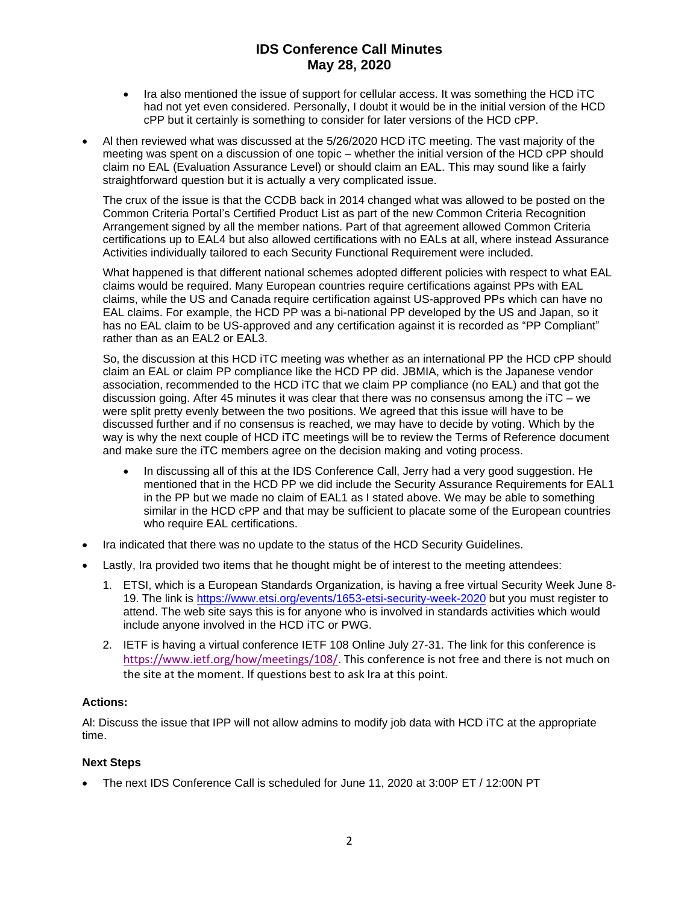- Ira also mentioned the issue of support for cellular access. It was something the HCD iTC had not yet even considered. Personally, I doubt it would be in the initial version of the HCD cPP but it certainly is something to consider for later versions of the HCD cPP.

- Al then reviewed what was discussed at the 5/26/2020 HCD iTC meeting. The vast majority of the meeting was spent on a discussion of one topic – whether the initial version of the HCD cPP should claim no EAL (Evaluation Assurance Level) or should claim an EAL. This may sound like a fairly straightforward question but it is actually a very complicated issue.

  The crux of the issue is that the CCDB back in 2014 changed what was allowed to be posted on the Common Criteria Portal's Certified Product List as part of the new Common Criteria Recognition Arrangement signed by all the member nations. Part of that agreement allowed Common Criteria certifications up to EAL4 but also allowed certifications with no EALs at all, where instead Assurance Activities individually tailored to each Security Functional Requirement were included.

  What happened is that different national schemes adopted different policies with respect to what EAL claims would be required. Many European countries require certifications against PPs with EAL claims, while the US and Canada require certification against US-approved PPs which can have no EAL claims. For example, the HCD PP was a bi-national PP developed by the US and Japan, so it has no EAL claim to be US-approved and any certification against it is recorded as "PP Compliant" rather than as an EAL2 or EAL3.

  So, the discussion at this HCD iTC meeting was whether as an international PP the HCD cPP should claim an EAL or claim PP compliance like the HCD PP did. JBMIA, which is the Japanese vendor association, recommended to the HCD iTC that we claim PP compliance (no EAL) and that got the discussion going. After 45 minutes it was clear that there was no consensus among the iTC – we were split pretty evenly between the two positions. We agreed that this issue will have to be discussed further and if no consensus is reached, we may have to decide by voting. Which by the way is why the next couple of HCD iTC meetings will be to review the Terms of Reference document and make sure the iTC members agree on the decision making and voting process.

    - In discussing all of this at the IDS Conference Call, Jerry had a very good suggestion. He mentioned that in the HCD PP we did include the Security Assurance Requirements for EAL1 in the PP but we made no claim of EAL1 as I stated above. We may be able to something similar in the HCD cPP and that may be sufficient to placate some of the European countries who require EAL certifications.

- Ira indicated that there was no update to the status of the HCD Security Guidelines.

- Lastly, Ira provided two items that he thought might be of interest to the meeting attendees:

  1. ETSI, which is a European Standards Organization, is having a free virtual Security Week June 8-19. The link is https://www.etsi.org/events/1653-etsi-security-week-2020 but you must register to attend. The web site says this is for anyone who is involved in standards activities which would include anyone involved in the HCD iTC or PWG.
  2. IETF is having a virtual conference IETF 108 Online July 27-31. The link for this conference is https://www.ietf.org/how/meetings/108/. This conference is not free and there is not much on the site at the moment. If questions best to ask Ira at this point.

### Actions:

Al: Discuss the issue that IPP will not allow admins to modify job data with HCD iTC at the appropriate time.

### Next Steps

- The next IDS Conference Call is scheduled for June 11, 2020 at 3:00P ET / 12:00N PT